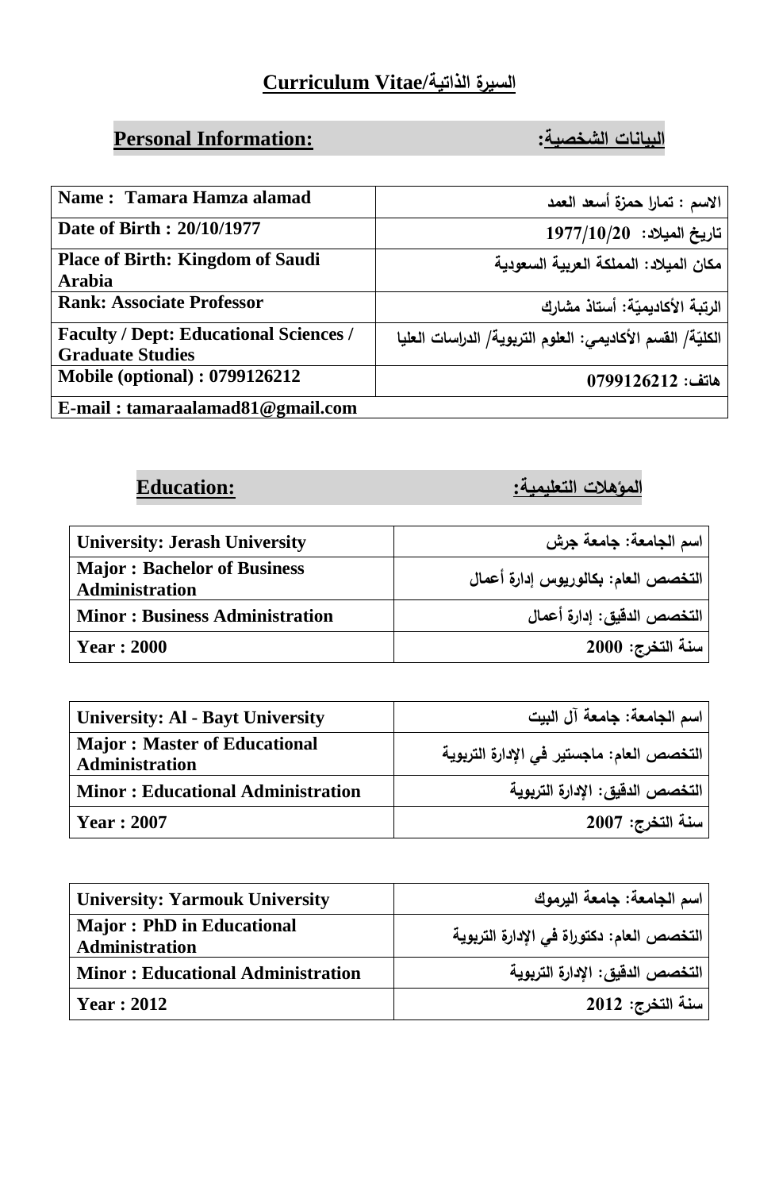# Curriculum Vitae/السيرة الذاتية

## Personal Information: البيانات الشخصية:

| Name : Tamara Hamza alamad | الاسم : تمارا حمزة أسعد العمد |
|---|---|
| Date of Birth : 20/10/1977 | تاريخ الميلاد: 1977/10/20 |
| Place of Birth: Kingdom of Saudi Arabia | مكان الميلاد: المملكة العربية السعودية |
| Rank: Associate Professor | الرتبة الأكاديميّة: أستاذ مشارك |
| Faculty / Dept: Educational Sciences / Graduate Studies | الكليّة/ القسم الأكاديمي: العلوم التربوية/ الدراسات العليا |
| Mobile (optional) : 0799126212 | هاتف: 0799126212 |
| E-mail : tamaraalamad81@gmail.com | |

## Education: المؤهلات التعليمية:

| University: Jerash University | اسم الجامعة: جامعة جرش |
|---|---|
| Major : Bachelor of Business Administration | التخصص العام: بكالوريوس إدارة أعمال |
| Minor : Business Administration | التخصص الدقيق: إدارة أعمال |
| Year : 2000 | سنة التخرج: 2000 |

| University: Al - Bayt University | اسم الجامعة: جامعة آل البيت |
|---|---|
| Major : Master of Educational Administration | التخصص العام: ماجستير في الإدارة التربوية |
| Minor : Educational Administration | التخصص الدقيق: الإدارة التربوية |
| Year : 2007 | سنة التخرج: 2007 |

| University: Yarmouk University | اسم الجامعة: جامعة اليرموك |
|---|---|
| Major : PhD in Educational Administration | التخصص العام: دكتوراة في الإدارة التربوية |
| Minor : Educational Administration | التخصص الدقيق: الإدارة التربوية |
| Year : 2012 | سنة التخرج: 2012 |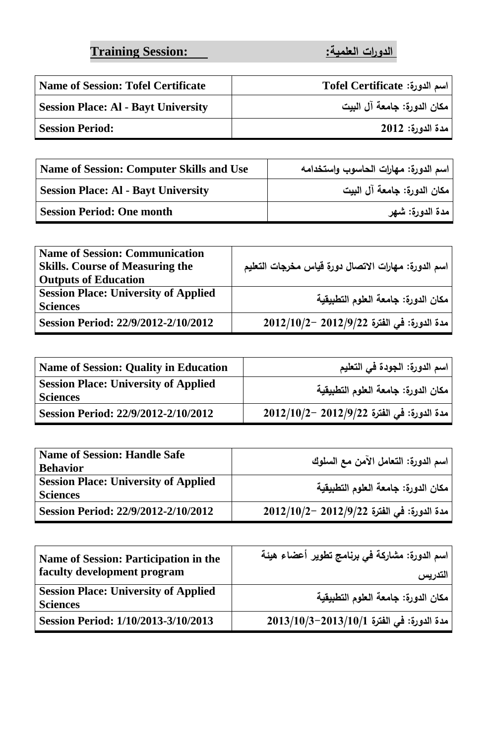## Training Session: الدورات العلمية:

| Name of Session: Tofel Certificate | اسم الدورة: Tofel Certificate |
|---|---|
| Session Place: Al - Bayt University | مكان الدورة: جامعة آل البيت |
| Session Period: | مدة الدورة: 2012 |

| Name of Session: Computer Skills and Use | اسم الدورة: مهارات الحاسوب واستخدامه |
|---|---|
| Session Place: Al - Bayt University | مكان الدورة: جامعة آل البيت |
| Session Period: One month | مدة الدورة: شهر |

| Name of Session: Communication Skills. Course of Measuring the Outputs of Education | اسم الدورة: مهارات الاتصال دورة قياس مخرجات التعليم |
|---|---|
| Session Place: University of Applied Sciences | مكان الدورة: جامعة العلوم التطبيقية |
| Session Period: 22/9/2012-2/10/2012 | مدة الدورة: في الفترة 2012/9/22 –2012/10/2 |

| Name of Session: Quality in Education | اسم الدورة: الجودة في التعليم |
|---|---|
| Session Place: University of Applied Sciences | مكان الدورة: جامعة العلوم التطبيقية |
| Session Period: 22/9/2012-2/10/2012 | مدة الدورة: في الفترة 2012/9/22 –2012/10/2 |

| Name of Session: Handle Safe Behavior | اسم الدورة: التعامل الآمن مع السلوك |
|---|---|
| Session Place: University of Applied Sciences | مكان الدورة: جامعة العلوم التطبيقية |
| Session Period: 22/9/2012-2/10/2012 | مدة الدورة: في الفترة 2012/9/22 –2012/10/2 |

| Name of Session: Participation in the faculty development program | اسم الدورة: مشاركة في برنامج تطوير أعضاء هيئة التدريس |
|---|---|
| Session Place: University of Applied Sciences | مكان الدورة: جامعة العلوم التطبيقية |
| Session Period: 1/10/2013-3/10/2013 | مدة الدورة: في الفترة 2013/10/1–2013/10/3 |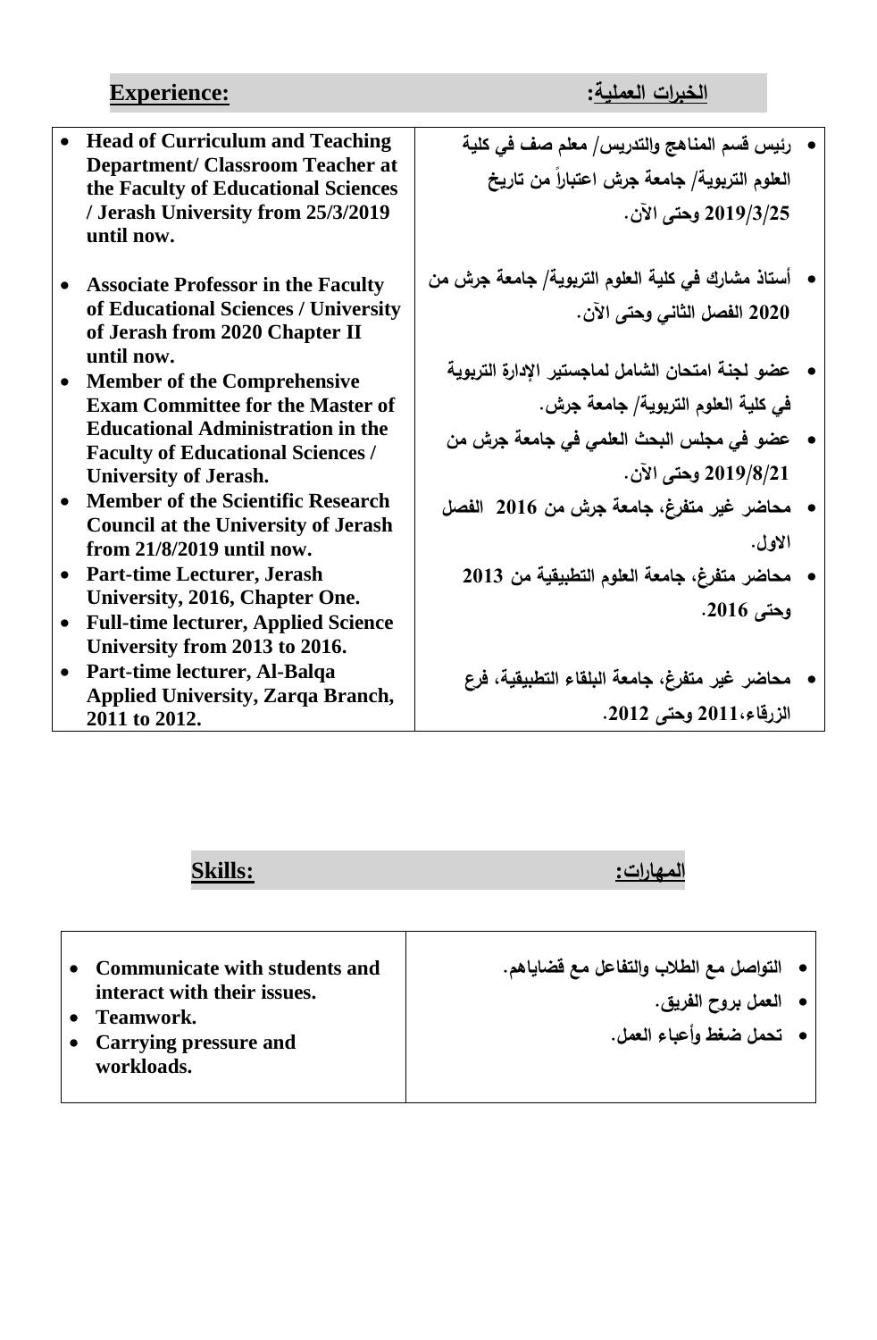## Experience: — :الخبرات العملية

| Experience | الخبرات العملية |
|---|---|
| • **Head of Curriculum and Teaching Department/ Classroom Teacher at the Faculty of Educational Sciences / Jerash University from 25/3/2019 until now.**<br>• **Associate Professor in the Faculty of Educational Sciences / University of Jerash from 2020 Chapter II until now.**<br>• **Member of the Comprehensive Exam Committee for the Master of Educational Administration in the Faculty of Educational Sciences / University of Jerash.**<br>• **Member of the Scientific Research Council at the University of Jerash from 21/8/2019 until now.**<br>• **Part-time Lecturer, Jerash University, 2016, Chapter One.**<br>• **Full-time lecturer, Applied Science University from 2013 to 2016.**<br>• **Part-time lecturer, Al-Balqa Applied University, Zarqa Branch, 2011 to 2012.** | • **رئيس قسم المناهج والتدريس/ معلم صف في كلية العلوم التربوية/ جامعة جرش اعتباراً من تاريخ 2019/3/25 وحتى الآن.**<br>• **أستاذ مشارك في كلية العلوم التربوية/ جامعة جرش من 2020 الفصل الثاني وحتى الآن.**<br>• **عضو لجنة امتحان الشامل لماجستير الإدارة التربوية في كلية العلوم التربوية/ جامعة جرش.**<br>• **عضو في مجلس البحث العلمي في جامعة جرش من 2019/8/21 وحتى الآن.**<br>• **محاضر غير متفرغ، جامعة جرش من 2016 الفصل الاول.**<br>• **محاضر متفرغ، جامعة العلوم التطبيقية من 2013 وحتى 2016.**<br>• **محاضر غير متفرغ، جامعة البلقاء التطبيقية، فرع الزرقاء،2011 وحتى 2012.** |

## Skills: — :المهارات

| Skills | المهارات |
|---|---|
| • **Communicate with students and interact with their issues.**<br>• **Teamwork.**<br>• **Carrying pressure and workloads.** | • **التواصل مع الطلاب والتفاعل مع قضاياهم.**<br>• **العمل بروح الفريق.**<br>• **تحمل ضغط وأعباء العمل.** |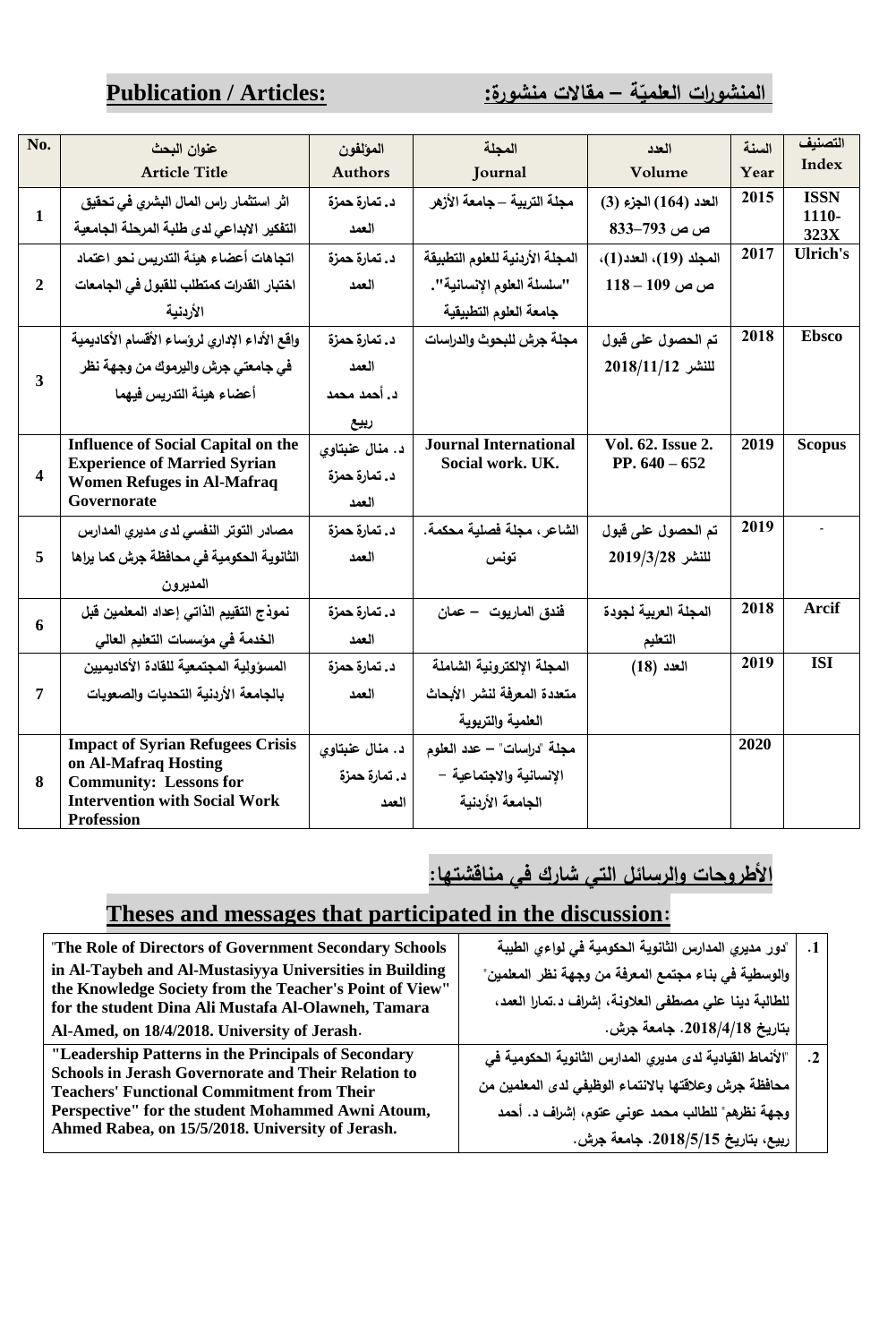## Publication / Articles: المنشورات العلميّة – مقالات منشورة:

| No. | عنوان البحث Article Title | المؤلفون Authors | المجلة Journal | العدد Volume | السنة Year | التصنيف Index |
|---|---|---|---|---|---|---|
| 1 | اثر استثمار راس المال البشري في تحقيق التفكير الابداعي لدى طلبة المرحلة الجامعية | د. تمارة حمزة العمد | مجلة التربية – جامعة الأزهر | العدد (164) الجزء (3) ص ص 793–833 | 2015 | ISSN 1110-323X |
| 2 | اتجاهات أعضاء هيئة التدريس نحو اعتماد اختبار القدرات كمتطلب للقبول في الجامعات الأردنية | د. تمارة حمزة العمد | المجلة الأردنية للعلوم التطبيقية "سلسلة العلوم الإنسانية". جامعة العلوم التطبيقية | المجلد (19)، العدد(1)، ص ص 109 – 118 | 2017 | Ulrich's |
| 3 | واقع الأداء الإداري لرؤساء الأقسام الأكاديمية في جامعتي جرش واليرموك من وجهة نظر أعضاء هيئة التدريس فيهما | د. تمارة حمزة العمد د. أحمد محمد ربيع | مجلة جرش للبحوث والدراسات | تم الحصول على قبول للنشر 2018/11/12 | 2018 | Ebsco |
| 4 | Influence of Social Capital on the Experience of Married Syrian Women Refuges in Al-Mafraq Governorate | د. منال عنبتاوي د. تمارة حمزة العمد | Journal International Social work. UK. | Vol. 62. Issue 2. PP. 640 – 652 | 2019 | Scopus |
| 5 | مصادر التوتر النفسي لدى مديري المدارس الثانوية الحكومية في محافظة جرش كما يراها المديرون | د. تمارة حمزة العمد | الشاعر، مجلة فصلية محكمة. تونس | تم الحصول على قبول للنشر 2019/3/28 | 2019 | - |
| 6 | نموذج التقييم الذاتي إعداد المعلمين قبل الخدمة في مؤسسات التعليم العالي | د. تمارة حمزة العمد | فندق الماريوت – عمان | المجلة العربية لجودة التعليم | 2018 | Arcif |
| 7 | المسؤولية المجتمعية للقادة الأكاديميين بالجامعة الأردنية التحديات والصعوبات | د. تمارة حمزة العمد | المجلة الإلكترونية الشاملة متعددة المعرفة لنشر الأبحاث العلمية والتربوية | العدد (18) | 2019 | ISI |
| 8 | Impact of Syrian Refugees Crisis on Al-Mafraq Hosting Community: Lessons for Intervention with Social Work Profession | د. منال عنبتاوي د. تمارة حمزة العمد | مجلة "دراسات" – عدد العلوم الإنسانية والاجتماعية – الجامعة الأردنية | | 2020 | |

## الأطروحات والرسائل التي شارك في مناقشتها:

## Theses and messages that participated in the discussion:

| English | العربية | |
|---|---|---|
| "The Role of Directors of Government Secondary Schools in Al-Taybeh and Al-Mustasiyya Universities in Building the Knowledge Society from the Teacher's Point of View" for the student Dina Ali Mustafa Al-Olawneh, Tamara Al-Amed, on 18/4/2018. University of Jerash. | "دور مديري المدارس الثانوية الحكومية في لواءي الطيبة والوسطية في بناء مجتمع المعرفة من وجهة نظر المعلمين" للطالبة دينا علي مصطفى العلاونة، إشراف د.تمارا العمد، بتاريخ 2018/4/18. جامعة جرش. | .1 |
| "Leadership Patterns in the Principals of Secondary Schools in Jerash Governorate and Their Relation to Teachers' Functional Commitment from Their Perspective" for the student Mohammed Awni Atoum, Ahmed Rabea, on 15/5/2018. University of Jerash. | "الأنماط القيادية لدى مديري المدارس الثانوية الحكومية في محافظة جرش وعلاقتها بالانتماء الوظيفي لدى المعلمين من وجهة نظرهم" للطالب محمد عوني عتوم، إشراف د. أحمد ربيع، بتاريخ 2018/5/15. جامعة جرش. | .2 |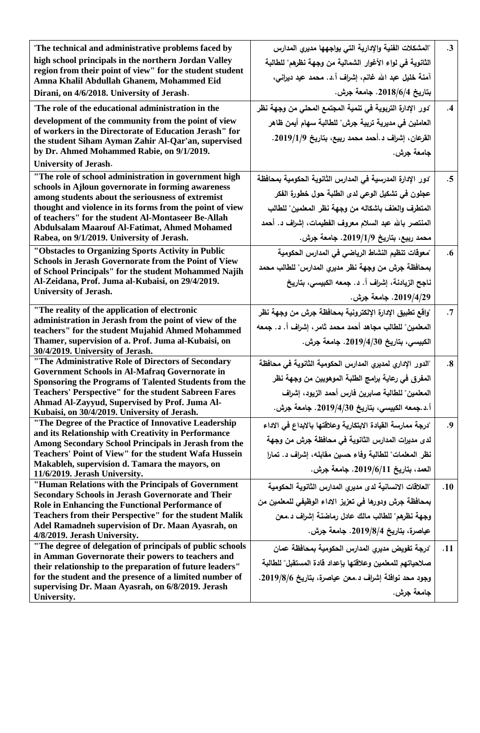| "The technical and administrative problems faced by high school principals in the northern Jordan Valley region from their point of view" for the student student Amna Khalil Abdullah Ghanem, Mohammed Eid Dirani, on 4/6/2018. University of Jerash. | "المشكلات الفنية والإدارية التي يواجهها مديري المدارس الثانوية في لواء الأغوار الشمالية من وجهة نظرهم" للطالبة آمنة خليل عبد الله غانم، إشراف أ.د. محمد عيد ديراني، بتاريخ 2018/6/4. جامعة جرش. | .3 |
|---|---|---|
| "The role of the educational administration in the development of the community from the point of view of workers in the Directorate of Education Jerash" for the student Siham Ayman Zahir Al-Qar'an, supervised by Dr. Ahmed Mohammed Rabie, on 9/1/2019. University of Jerash. | "دور الإدارة التربوية في تنمية المجتمع المحلي من وجهة نظر العاملين في مديرية تربية جرش" للطالبة سهام أيمن ظاهر القرعان، إشراف د.أحمد محمد ربيع، بتاريخ 2019/1/9. جامعة جرش. | .4 |
| "The role of school administration in government high schools in Ajloun governorate in forming awareness among students about the seriousness of extremist thought and violence in its forms from the point of view of teachers" for the student Al-Montaseer Be-Allah Abdulsalam Maarouf Al-Fatimat, Ahmed Mohamed Rabea, on 9/1/2019. University of Jerash. | "دور الإدارة المدرسية في المدارس الثانوية الحكومية بمحافظة عجلون في تشكيل الوعي لدى الطلبة حول خطورة الفكر المتطرف والعنف باشكاله من وجهة نظر المعلمين" للطالب المنتصر بالله عبد السلام معروف الفطيمات، إشراف د. أحمد محمد ربيع، بتاريخ 2019/1/9. جامعة جرش. | .5 |
| "Obstacles to Organizing Sports Activity in Public Schools in Jerash Governorate from the Point of View of School Principals" for the student Mohammed Najih Al-Zeidana, Prof. Juma al-Kubaisi, on 29/4/2019. University of Jerash. | "معوقات تنظيم النشاط الرياضي في المدارس الحكومية بمحافظة جرش من وجهة نظر مديري المدارس" للطالب محمد ناجح الزيادنة، إشراف أ. د. جمعه الكبيسي، بتاريخ 2019/4/29. جامعة جرش. | .6 |
| "The reality of the application of electronic administration in Jerash from the point of view of the teachers" for the student Mujahid Ahmed Mohammed Thamer, supervision of a. Prof. Juma al-Kubaisi, on 30/4/2019. University of Jerash. | "واقع تطبيق الإدارة الإلكترونية بمحافظة جرش من وجهة نظر المعلمين" للطالب مجاهد أحمد محمد ثامر، إشراف أ. د. جمعه الكبيسي، بتاريخ 2019/4/30. جامعة جرش. | .7 |
| "The Administrative Role of Directors of Secondary Government Schools in Al-Mafraq Governorate in Sponsoring the Programs of Talented Students from the Teachers' Perspective" for the student Sabreen Fares Ahmad Al-Zayyud, Supervised by Prof. Juma Al-Kubaisi, on 30/4/2019. University of Jerash. | "الدور الإداري لمديري المدارس الحكومية الثانوية في محافظة المفرق في رعاية برامج الطلبة الموهوبين من وجهة نظر المعلمين" للطالبة صابرين فارس أحمد الزيود، إشراف أ.د.جمعه الكبيسي، بتاريخ 2019/4/30. جامعة جرش. | .8 |
| "The Degree of the Practice of Innovative Leadership and its Relationship with Creativity in Performance Among Secondary School Principals in Jerash from the Teachers' Point of View" for the student Wafa Hussein Makableh, supervision d. Tamara the mayors, on 11/6/2019. Jerash University. | "درجة ممارسة القيادة الابتكارية وعلاقتها بالابداع في الاداء لدى مديرات المدارس الثانوية في محافظة جرش من وجهة نظر المعلمات" للطالبة وفاء حسين مقابله، إشراف د. تمارا العمد، بتاريخ 2019/6/11. جامعة جرش. | .9 |
| "Human Relations with the Principals of Government Secondary Schools in Jerash Governorate and Their Role in Enhancing the Functional Performance of Teachers from their Perspective" for the student Malik Adel Ramadneh supervision of Dr. Maan Ayasrah, on 4/8/2019. Jerash University. | "العلاقات الانسانية لدى مديري المدارس الثانوية الحكومية بمحافظة جرش ودورها في تعزيز الاداء الوظيفي للمعلمين من وجهة نظرهم" للطالب مالك عادل رماضنة إشراف د.معن عياصرة، بتاريخ 2019/8/4. جامعة جرش. | .10 |
| "The degree of delegation of principals of public schools in Amman Governorate their powers to teachers and their relationship to the preparation of future leaders" for the student and the presence of a limited number of supervising Dr. Maan Ayasrah, on 6/8/2019. Jerash University. | "درجة تفويض مديري المدارس الحكومية بمحافظة عمان صلاحياتهم للمعلمين وعلاقتها بإعداد قادة المستقبل" للطالبة وجود محد نوافلة إشراف د.معن عياصرة، بتاريخ 2019/8/6. جامعة جرش. | .11 |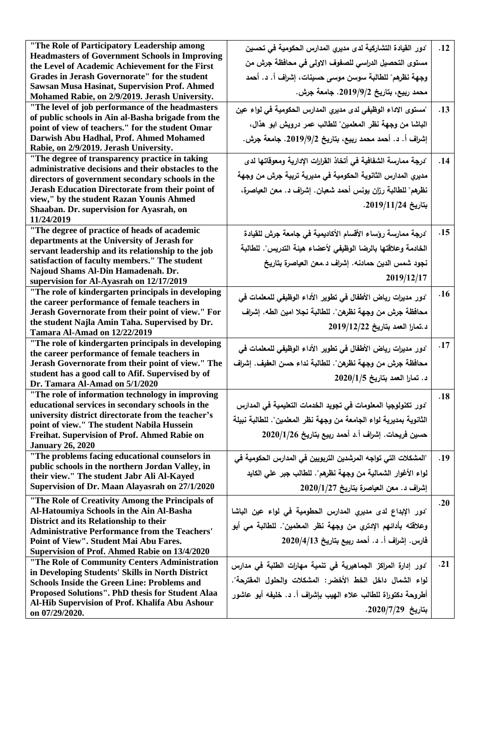| | | |
|---|---|---|
| "The Role of Participatory Leadership among Headmasters of Government Schools in Improving the Level of Academic Achievement for the First Grades in Jerash Governorate" for the student Sawsan Musa Hasinat, Supervision Prof. Ahmed Mohamed Rabie, on 2/9/2019. Jerash University. | "دور القيادة التشاركية لدى مديري المدارس الحكومية في تحسين مستوى التحصيل الدراسي للصفوف الاولى في محافظة جرش من وجهة نظرهم" للطالبة سوسن موسى حسينات، إشراف أ. د. أحمد محمد ربيع، بتاريخ 2019/9/2. جامعة جرش. | .12 |
| "The level of job performance of the headmasters of public schools in Ain al-Basha brigade from the point of view of teachers." for the student Omar Darwish Abu Hadhal, Prof. Ahmed Mohamed Rabie, on 2/9/2019. Jerash University. | "مستوى الاداء الوظيفي لدى مديري المدارس الحكومية في لواء عين الباشا من وجهة نظر المعلمين" للطالب عمر درويش ابو هذال، إشراف أ. د. أحمد محمد ربيع، بتاريخ 2019/9/2. جامعة جرش. | .13 |
| "The degree of transparency practice in taking administrative decisions and their obstacles to the directors of government secondary schools in the Jerash Education Directorate from their point of view," by the student Razan Younis Ahmed Shaaban. Dr. supervision for Ayasrah, on 11/24/2019 | "درجة ممارسة الشفافية في أتخاذ القرارات الإدارية ومعوقاتها لدى مديري المدارس الثانوية الحكومية في مديرية تربية جرش من وجهة نظرهم" للطالبة رزان يونس أحمد شعبان. إشراف د. معن العياصرة، بتاريخ 2019/11/24. | .14 |
| "The degree of practice of heads of academic departments at the University of Jerash for servant leadership and its relationship to the job satisfaction of faculty members." The student Najoud Shams Al-Din Hamadenah. Dr. supervision for Al-Ayasrah on 12/17/2019 | "درجة ممارسة رؤساء الأقسام الأكاديمية في جامعة جرش للقيادة الخادمة وعلاقتها بالرضا الوظيفي لأعضاء هيئة التدريس". للطالبة نجود شمس الدين حمادنه. إشراف د.معن العياصرة بتاريخ 2019/12/17 | .15 |
| "The role of kindergarten principals in developing the career performance of female teachers in Jerash Governorate from their point of view." For the student Najla Amin Taha. Supervised by Dr. Tamara Al-Amad on 12/22/2019 | "دور مديرات رياض الأطفال في تطوير الأداء الوظيفي للمعلمات في محافظة جرش من وجهة نظرهن". للطالبة نجلا امين الطه. إشراف د.تمارا العمد بتاريخ 2019/12/22 | .16 |
| "The role of kindergarten principals in developing the career performance of female teachers in Jerash Governorate from their point of view." The student has a good call to Afif. Supervised by of Dr. Tamara Al-Amad on 5/1/2020 | "دور مديرات رياض الأطفال في تطوير الأداء الوظيفي للمعلمات في محافظة جرش من وجهة نظرهن". للطالبة نداء حسن العفيف. إشراف د. تمارا العمد بتاريخ 2020/1/5 | .17 |
| "The role of information technology in improving educational services in secondary schools in the university district directorate from the teacher's point of view." The student Nabila Hussein Freihat. Supervision of Prof. Ahmed Rabie on January 26, 2020 | "دور تكنولوجيا المعلومات في تجويد الخدمات التعليمية في المدارس الثانوية بمديرية لواء الجامعة من وجهة نظر المعلمين". للطالبة نبيلة حسين فريحات. إشراف أ.د أحمد ربيع بتاريخ 2020/1/26 | .18 |
| "The problems facing educational counselors in public schools in the northern Jordan Valley, in their view." The student Jabr Ali Al-Kayed Supervision of Dr. Maan Alayasrah on 27/1/2020 | "المشكلات التي تواجه المرشدين التربويين في المدارس الحكومية في لواء الأغوار الشمالية من وجهة نظرهم". للطالب جبر علي الكايد إشراف د. معن العياصرة بتاريخ 2020/1/27 | .19 |
| "The Role of Creativity Among the Principals of Al-Hatoumiya Schools in the Ain Al-Basha District and its Relationship to their Administrative Performance from the Teachers' Point of View". Student Mai Abu Fares. Supervision of Prof. Ahmed Rabie on 13/4/2020 | "دور الإبداع لدى مديري المدارس الحطومية في لواء عين الباشا وعلاقته بأدائهم الإدتري من وجهة نظر المعلمين". للطالبة مي أبو فارس. إشراف أ. د. أحمد ربيع بتاريخ 2020/4/13 | .20 |
| "The Role of Community Centers Administration in Developing Students' Skills in North District Schools Inside the Green Line: Problems and Proposed Solutions". PhD thesis for Student Alaa Al-Hib Supervision of Prof. Khalifa Abu Ashour on 07/29/2020. | "دور إدارة المراكز الجماهيرية في تنمية مهارات الطلبة في مدارس لواء الشمال داخل الخط الأخضر: المشكلات والحلول المقترحة". أطروحة دكتوراة للطالب علاء الهيب بإشراف أ. د. خليفه أبو عاشور بتاريخ 2020/7/29. | .21 |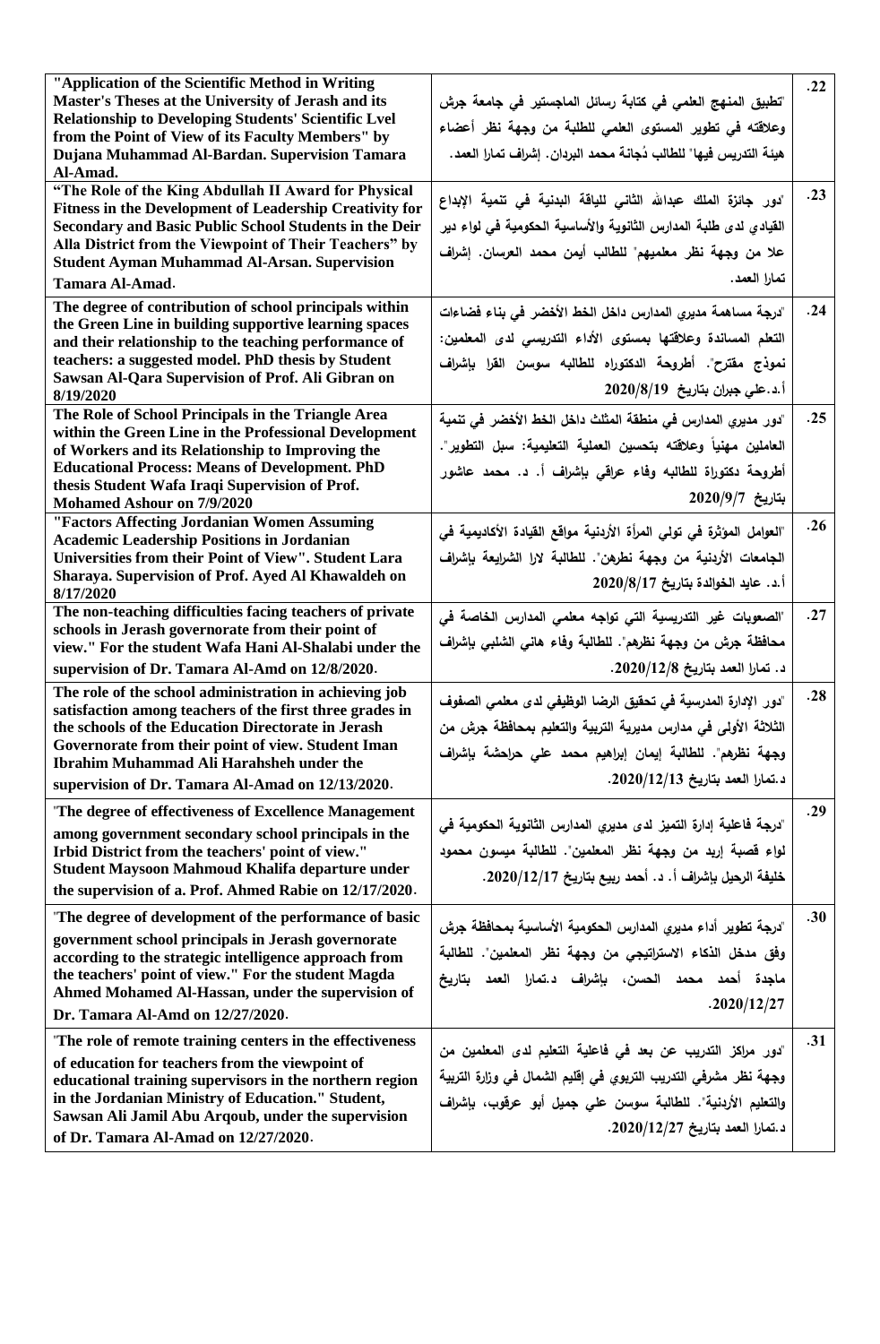| "Application of the Scientific Method in Writing Master's Theses at the University of Jerash and its Relationship to Developing Students' Scientific Lvel from the Point of View of its Faculty Members" by Dujana Muhammad Al-Bardan. Supervision Tamara Al-Amad. | "تطبيق المنهج العلمي في كتابة رسائل الماجستير في جامعة جرش وعلاقته في تطوير المستوى العلمي للطلبة من وجهة نظر أعضاء هيئة التدريس فيها" للطالب دُجانة محمد البردان. إشراف تمارا العمد. | .22 |
|---|---|---|
| "The Role of the King Abdullah II Award for Physical Fitness in the Development of Leadership Creativity for Secondary and Basic Public School Students in the Deir Alla District from the Viewpoint of Their Teachers" by Student Ayman Muhammad Al-Arsan. Supervision Tamara Al-Amad. | "دور جائزة الملك عبدالله الثاني للياقة البدنية في تنمية الإبداع القيادي لدى طلبة المدارس الثانوية والأساسية الحكومية في لواء دير علا من وجهة نظر معلميهم" للطالب أيمن محمد العرسان. إشراف تمارا العمد. | .23 |
| The degree of contribution of school principals within the Green Line in building supportive learning spaces and their relationship to the teaching performance of teachers: a suggested model. PhD thesis by Student Sawsan Al-Qara Supervision of Prof. Ali Gibran on 8/19/2020 | "درجة مساهمة مديري المدارس داخل الخط الأخضر في بناء فضاءات التعلم المساندة وعلاقتها بمستوى الأداء التدريسي لدى المعلمين: نموذج مقترح". أطروحة الدكتوراه للطالبه سوسن القرا بإشراف أ.د.علي جبران بتاريخ 2020/8/19 | .24 |
| The Role of School Principals in the Triangle Area within the Green Line in the Professional Development of Workers and its Relationship to Improving the Educational Process: Means of Development. PhD thesis Student Wafa Iraqi Supervision of Prof. Mohamed Ashour on 7/9/2020 | "دور مديري المدارس في منطقة المثلث داخل الخط الأخضر في تنمية العاملين مهنياً وعلاقته بتحسين العملية التعليمية: سبل التطوير". أطروحة دكتوراة للطالبه وفاء عراقي بإشراف أ. د. محمد عاشور بتاريخ 2020/9/7 | .25 |
| "Factors Affecting Jordanian Women Assuming Academic Leadership Positions in Jordanian Universities from their Point of View". Student Lara Sharaya. Supervision of Prof. Ayed Al Khawaldeh on 8/17/2020 | "العوامل المؤثرة في تولي المرأة الأردنية مواقع القيادة الأكاديمية في الجامعات الأردنية من وجهة نظرهن". للطالبة لارا الشرايعة بإشراف أ.د. عايد الخوالدة بتاريخ 2020/8/17 | .26 |
| The non-teaching difficulties facing teachers of private schools in Jerash governorate from their point of view." For the student Wafa Hani Al-Shalabi under the supervision of Dr. Tamara Al-Amd on 12/8/2020. | "الصعوبات غير التدريسية التي تواجه معلمي المدارس الخاصة في محافظة جرش من وجهة نظرهم". للطالبة وفاء هاني الشلبي بإشراف د. تمارا العمد بتاريخ 2020/12/8. | .27 |
| The role of the school administration in achieving job satisfaction among teachers of the first three grades in the schools of the Education Directorate in Jerash Governorate from their point of view. Student Iman Ibrahim Muhammad Ali Harahsheh under the supervision of Dr. Tamara Al-Amad on 12/13/2020. | "دور الإدارة المدرسية في تحقيق الرضا الوظيفي لدى معلمي الصفوف الثلاثة الأولى في مدارس مديرية التربية والتعليم بمحافظة جرش من وجهة نظرهم". للطالبة إيمان إبراهيم محمد علي حراحشة بإشراف د.تمارا العمد بتاريخ 2020/12/13. | .28 |
| "The degree of effectiveness of Excellence Management among government secondary school principals in the Irbid District from the teachers' point of view." Student Maysoon Mahmoud Khalifa departure under the supervision of a. Prof. Ahmed Rabie on 12/17/2020. | "درجة فاعلية إدارة التميز لدى مديري المدارس الثانوية الحكومية في لواء قصبة إربد من وجهة نظر المعلمين". للطالبة ميسون محمود خليفة الرحيل بإشراف أ. د. أحمد ربيع بتاريخ 2020/12/17. | .29 |
| "The degree of development of the performance of basic government school principals in Jerash governorate according to the strategic intelligence approach from the teachers' point of view." For the student Magda Ahmed Mohamed Al-Hassan, under the supervision of Dr. Tamara Al-Amd on 12/27/2020. | "درجة تطوير أداء مديري المدارس الحكومية الأساسية بمحافظة جرش وفق مدخل الذكاء الاستراتيجي من وجهة نظر المعلمين". للطالبة ماجدة أحمد محمد الحسن، بإشراف د.تمارا العمد بتاريخ 2020/12/27. | .30 |
| "The role of remote training centers in the effectiveness of education for teachers from the viewpoint of educational training supervisors in the northern region in the Jordanian Ministry of Education." Student, Sawsan Ali Jamil Abu Arqoub, under the supervision of Dr. Tamara Al-Amad on 12/27/2020. | "دور مراكز التدريب عن بعد في فاعلية التعليم لدى المعلمين من وجهة نظر مشرفي التدريب التربوي في إقليم الشمال في وزارة التربية والتعليم الأردنية". للطالبة سوسن علي جميل أبو عرقوب، بإشراف د.تمارا العمد بتاريخ 2020/12/27. | .31 |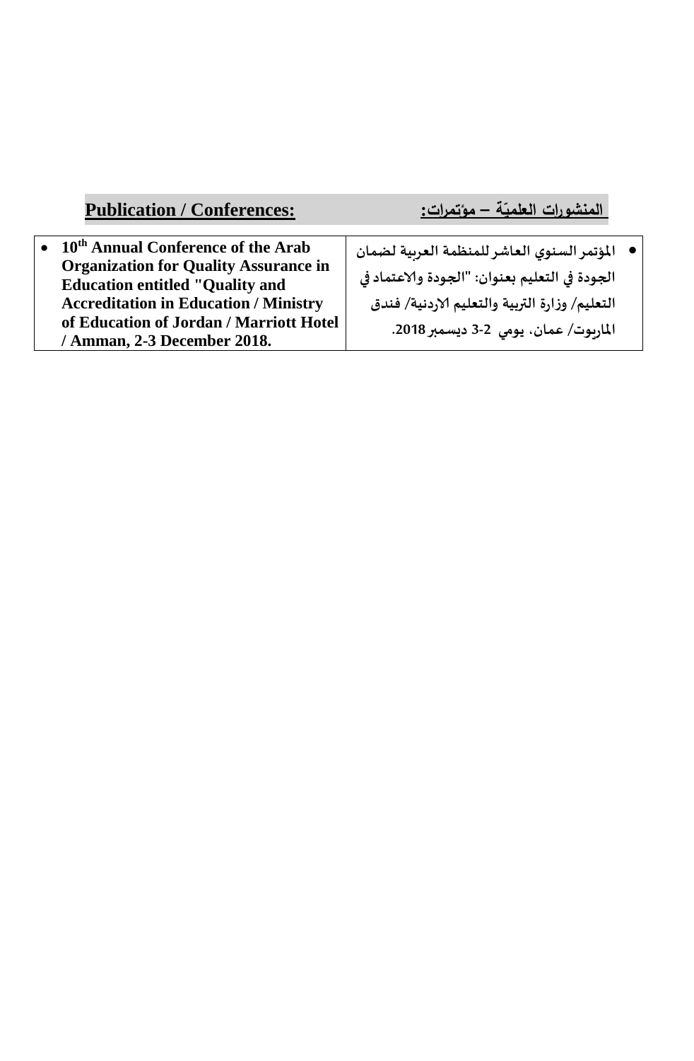**Publication / Conferences:** **المنشورات العلميّة – مؤتمرات:**

| | |
|---|---|
| • **10th Annual Conference of the Arab Organization for Quality Assurance in Education entitled "Quality and Accreditation in Education / Ministry of Education of Jordan / Marriott Hotel / Amman, 2-3 December 2018.** | • المؤتمر السنوي العاشر للمنظمة العربية لضمان الجودة في التعليم بعنوان: "الجودة والاعتماد في التعليم/ وزارة التربية والتعليم الاردنية/ فندق الماريوت/ عمان، يومي 2-3 ديسمبر 2018. |